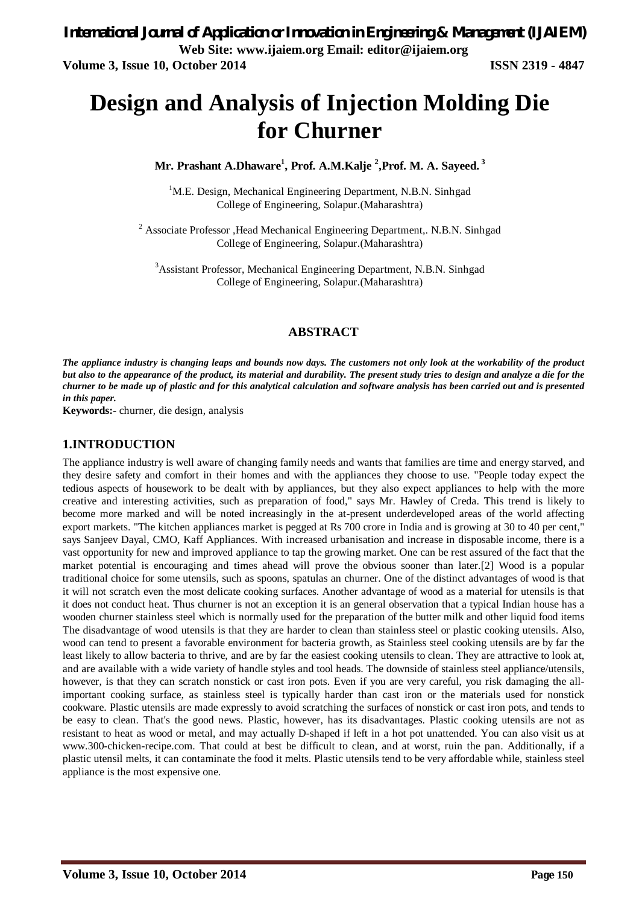# Design and Analysis of Injection Molding Die for Churner

**Mr. Prashant A.Dhaware[1], Prof. A.M.Kalje [2],Prof. M. A. Sayeed. [3]**

[1]M.E. Design, Mechanical Engineering Department, N.B.N. Sinhgad College of Engineering, Solapur.(Maharashtra)

[2] Associate Professor ,Head Mechanical Engineering Department,. N.B.N. Sinhgad College of Engineering, Solapur.(Maharashtra)

[3]Assistant Professor, Mechanical Engineering Department, N.B.N. Sinhgad College of Engineering, Solapur.(Maharashtra)

## ABSTRACT

***The appliance industry is changing leaps and bounds now days. The customers not only look at the workability of the product but also to the appearance of the product, its material and durability. The present study tries to design and analyze a die for the churner to be made up of plastic and for this analytical calculation and software analysis has been carried out and is presented in this paper.***

**Keywords:-** churner, die design, analysis

## 1.INTRODUCTION

The appliance industry is well aware of changing family needs and wants that families are time and energy starved, and they desire safety and comfort in their homes and with the appliances they choose to use. "People today expect the tedious aspects of housework to be dealt with by appliances, but they also expect appliances to help with the more creative and interesting activities, such as preparation of food," says Mr. Hawley of Creda. This trend is likely to become more marked and will be noted increasingly in the at-present underdeveloped areas of the world affecting export markets. "The kitchen appliances market is pegged at Rs 700 crore in India and is growing at 30 to 40 per cent," says Sanjeev Dayal, CMO, Kaff Appliances. With increased urbanisation and increase in disposable income, there is a vast opportunity for new and improved appliance to tap the growing market. One can be rest assured of the fact that the market potential is encouraging and times ahead will prove the obvious sooner than later.[2] Wood is a popular traditional choice for some utensils, such as spoons, spatulas an churner. One of the distinct advantages of wood is that it will not scratch even the most delicate cooking surfaces. Another advantage of wood as a material for utensils is that it does not conduct heat. Thus churner is not an exception it is an general observation that a typical Indian house has a wooden churner stainless steel which is normally used for the preparation of the butter milk and other liquid food items The disadvantage of wood utensils is that they are harder to clean than stainless steel or plastic cooking utensils. Also, wood can tend to present a favorable environment for bacteria growth, as Stainless steel cooking utensils are by far the least likely to allow bacteria to thrive, and are by far the easiest cooking utensils to clean. They are attractive to look at, and are available with a wide variety of handle styles and tool heads. The downside of stainless steel appliance/utensils, however, is that they can scratch nonstick or cast iron pots. Even if you are very careful, you risk damaging the all-important cooking surface, as stainless steel is typically harder than cast iron or the materials used for nonstick cookware. Plastic utensils are made expressly to avoid scratching the surfaces of nonstick or cast iron pots, and tends to be easy to clean. That's the good news. Plastic, however, has its disadvantages. Plastic cooking utensils are not as resistant to heat as wood or metal, and may actually D-shaped if left in a hot pot unattended. You can also visit us at www.300-chicken-recipe.com. That could at best be difficult to clean, and at worst, ruin the pan. Additionally, if a plastic utensil melts, it can contaminate the food it melts. Plastic utensils tend to be very affordable while, stainless steel appliance is the most expensive one.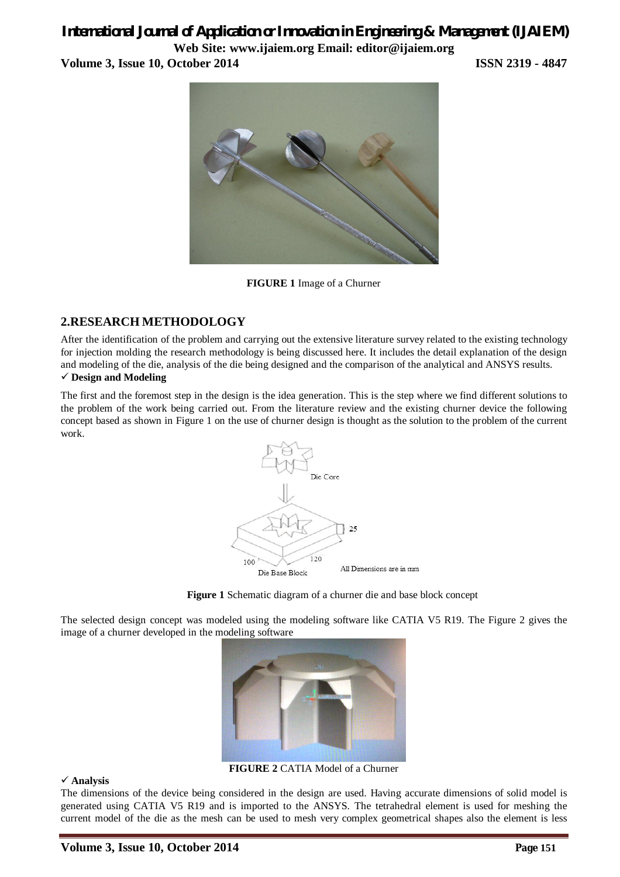**FIGURE 1** Image of a Churner

## 2.RESEARCH METHODOLOGY

After the identification of the problem and carrying out the extensive literature survey related to the existing technology for injection molding the research methodology is being discussed here. It includes the detail explanation of the design and modeling of the die, analysis of the die being designed and the comparison of the analytical and ANSYS results.

✓ **Design and Modeling**

The first and the foremost step in the design is the idea generation. This is the step where we find different solutions to the problem of the work being carried out. From the literature review and the existing churner device the following concept based as shown in Figure 1 on the use of churner design is thought as the solution to the problem of the current work.

Die Core

25

100

120

All Dimensions are in mm

Die Base Block

**Figure 1** Schematic diagram of a churner die and base block concept

The selected design concept was modeled using the modeling software like CATIA V5 R19. The Figure 2 gives the image of a churner developed in the modeling software

**FIGURE 2** CATIA Model of a Churner

✓ **Analysis**

The dimensions of the device being considered in the design are used. Having accurate dimensions of solid model is generated using CATIA V5 R19 and is imported to the ANSYS. The tetrahedral element is used for meshing the current model of the die as the mesh can be used to mesh very complex geometrical shapes also the element is less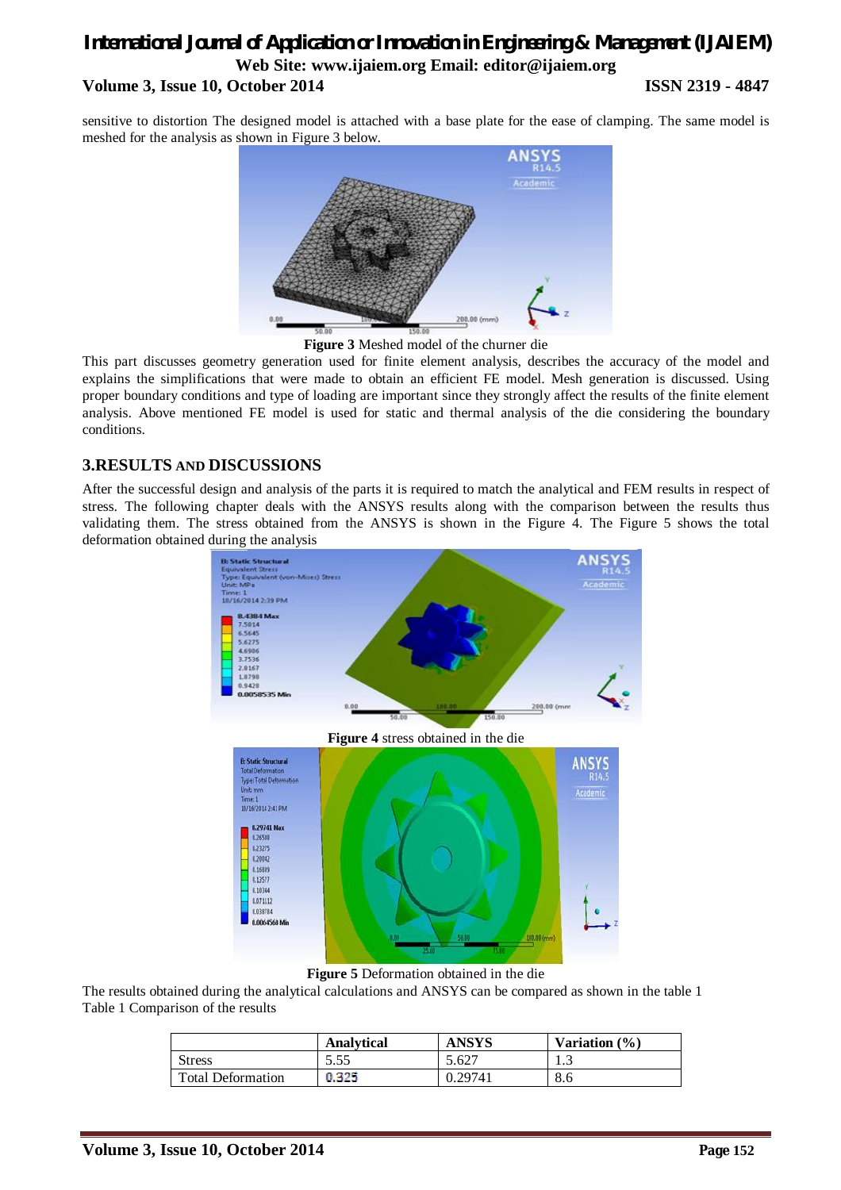sensitive to distortion The designed model is attached with a base plate for the ease of clamping. The same model is meshed for the analysis as shown in Figure 3 below.

**Figure 3** Meshed model of the churner die

This part discusses geometry generation used for finite element analysis, describes the accuracy of the model and explains the simplifications that were made to obtain an efficient FE model. Mesh generation is discussed. Using proper boundary conditions and type of loading are important since they strongly affect the results of the finite element analysis. Above mentioned FE model is used for static and thermal analysis of the die considering the boundary conditions.

## 3.RESULTS AND DISCUSSIONS

After the successful design and analysis of the parts it is required to match the analytical and FEM results in respect of stress. The following chapter deals with the ANSYS results along with the comparison between the results thus validating them. The stress obtained from the ANSYS is shown in the Figure 4. The Figure 5 shows the total deformation obtained during the analysis

**Figure 4** stress obtained in the die

**Figure 5** Deformation obtained in the die

The results obtained during the analytical calculations and ANSYS can be compared as shown in the table 1

Table 1 Comparison of the results

| | Analytical | ANSYS | Variation (%) |
|---|---|---|---|
| Stress | 5.55 | 5.627 | 1.3 |
| Total Deformation | 0.325 | 0.29741 | 8.6 |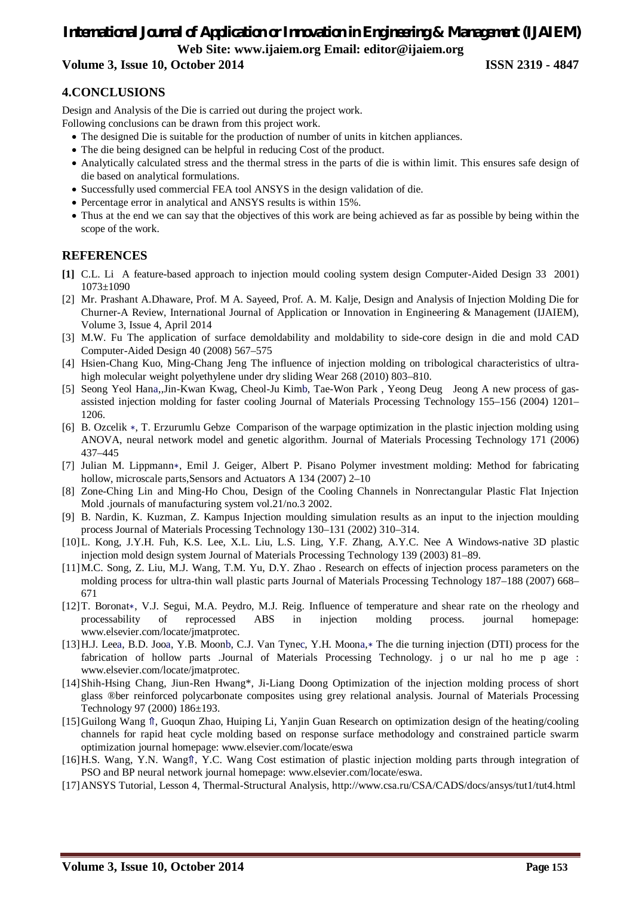## 4.CONCLUSIONS

Design and Analysis of the Die is carried out during the project work.
Following conclusions can be drawn from this project work.

- The designed Die is suitable for the production of number of units in kitchen appliances.
- The die being designed can be helpful in reducing Cost of the product.
- Analytically calculated stress and the thermal stress in the parts of die is within limit. This ensures safe design of die based on analytical formulations.
- Successfully used commercial FEA tool ANSYS in the design validation of die.
- Percentage error in analytical and ANSYS results is within 15%.
- Thus at the end we can say that the objectives of this work are being achieved as far as possible by being within the scope of the work.

## REFERENCES

**[1]** C.L. Li A feature-based approach to injection mould cooling system design Computer-Aided Design 33 2001) 1073±1090

[2] Mr. Prashant A.Dhaware, Prof. M A. Sayeed, Prof. A. M. Kalje, Design and Analysis of Injection Molding Die for Churner-A Review, International Journal of Application or Innovation in Engineering & Management (IJAIEM), Volume 3, Issue 4, April 2014

[3] M.W. Fu The application of surface demoldability and moldability to side-core design in die and mold CAD Computer-Aided Design 40 (2008) 567–575

[4] Hsien-Chang Kuo, Ming-Chang Jeng The influence of injection molding on tribological characteristics of ultra-high molecular weight polyethylene under dry sliding Wear 268 (2010) 803–810.

[5] Seong Yeol Hana,,Jin-Kwan Kwag, Cheol-Ju Kimb, Tae-Won Park , Yeong Deug Jeong A new process of gas-assisted injection molding for faster cooling Journal of Materials Processing Technology 155–156 (2004) 1201–1206.

[6] B. Ozcelik ∗, T. Erzurumlu Gebze Comparison of the warpage optimization in the plastic injection molding using ANOVA, neural network model and genetic algorithm. Journal of Materials Processing Technology 171 (2006) 437–445

[7] Julian M. Lippmann∗, Emil J. Geiger, Albert P. Pisano Polymer investment molding: Method for fabricating hollow, microscale parts,Sensors and Actuators A 134 (2007) 2–10

[8] Zone-Ching Lin and Ming-Ho Chou, Design of the Cooling Channels in Nonrectangular Plastic Flat Injection Mold .journals of manufacturing system vol.21/no.3 2002.

[9] B. Nardin, K. Kuzman, Z. Kampus Injection moulding simulation results as an input to the injection moulding process Journal of Materials Processing Technology 130–131 (2002) 310–314.

[10] L. Kong, J.Y.H. Fuh, K.S. Lee, X.L. Liu, L.S. Ling, Y.F. Zhang, A.Y.C. Nee A Windows-native 3D plastic injection mold design system Journal of Materials Processing Technology 139 (2003) 81–89.

[11] M.C. Song, Z. Liu, M.J. Wang, T.M. Yu, D.Y. Zhao . Research on effects of injection process parameters on the molding process for ultra-thin wall plastic parts Journal of Materials Processing Technology 187–188 (2007) 668–671

[12] T. Boronat∗, V.J. Segui, M.A. Peydro, M.J. Reig. Influence of temperature and shear rate on the rheology and processability of reprocessed ABS in injection molding process. journal homepage: www.elsevier.com/locate/jmatprotec.

[13] H.J. Leea, B.D. Jooa, Y.B. Moonb, C.J. Van Tynec, Y.H. Moona,∗ The die turning injection (DTI) process for the fabrication of hollow parts .Journal of Materials Processing Technology. j o ur nal ho me p age : www.elsevier.com/locate/jmatprotec.

[14] Shih-Hsing Chang, Jiun-Ren Hwang*, Ji-Liang Doong Optimization of the injection molding process of short glass ®ber reinforced polycarbonate composites using grey relational analysis. Journal of Materials Processing Technology 97 (2000) 186±193.

[15] Guilong Wang ⇑, Guoqun Zhao, Huiping Li, Yanjin Guan Research on optimization design of the heating/cooling channels for rapid heat cycle molding based on response surface methodology and constrained particle swarm optimization journal homepage: www.elsevier.com/locate/eswa

[16] H.S. Wang, Y.N. Wang⇑, Y.C. Wang Cost estimation of plastic injection molding parts through integration of PSO and BP neural network journal homepage: www.elsevier.com/locate/eswa.

[17] ANSYS Tutorial, Lesson 4, Thermal-Structural Analysis, http://www.csa.ru/CSA/CADS/docs/ansys/tut1/tut4.html